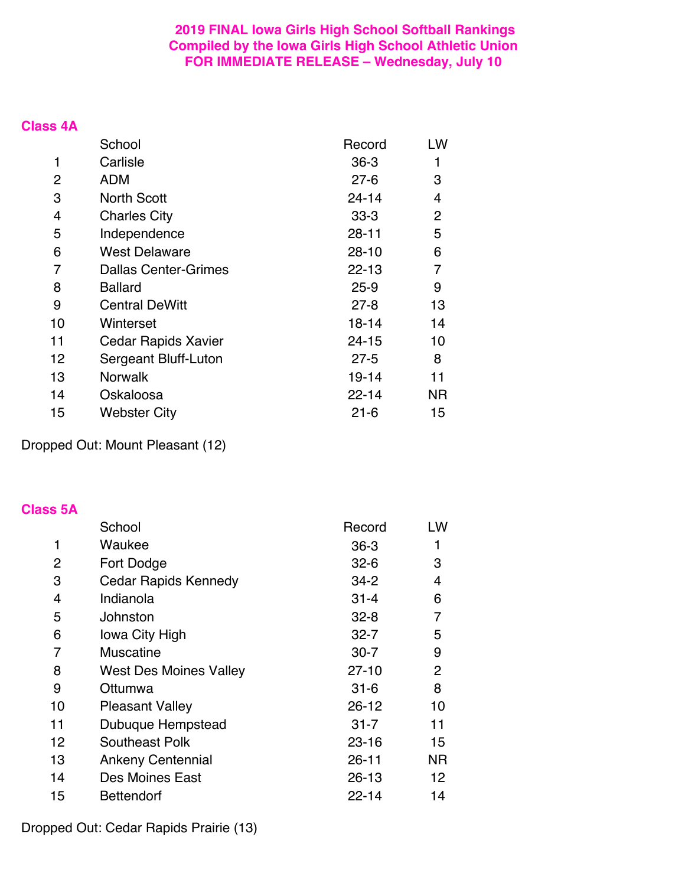# 2019 FINAL Iowa Girls High School Softball Rankings
## Compiled by the Iowa Girls High School Athletic Union
## FOR IMMEDIATE RELEASE – Wednesday, July 10

### Class 4A

| | School | Record | LW |
|---|---|---|---|
| 1 | Carlisle | 36-3 | 1 |
| 2 | ADM | 27-6 | 3 |
| 3 | North Scott | 24-14 | 4 |
| 4 | Charles City | 33-3 | 2 |
| 5 | Independence | 28-11 | 5 |
| 6 | West Delaware | 28-10 | 6 |
| 7 | Dallas Center-Grimes | 22-13 | 7 |
| 8 | Ballard | 25-9 | 9 |
| 9 | Central DeWitt | 27-8 | 13 |
| 10 | Winterset | 18-14 | 14 |
| 11 | Cedar Rapids Xavier | 24-15 | 10 |
| 12 | Sergeant Bluff-Luton | 27-5 | 8 |
| 13 | Norwalk | 19-14 | 11 |
| 14 | Oskaloosa | 22-14 | NR |
| 15 | Webster City | 21-6 | 15 |

Dropped Out: Mount Pleasant (12)

### Class 5A

| | School | Record | LW |
|---|---|---|---|
| 1 | Waukee | 36-3 | 1 |
| 2 | Fort Dodge | 32-6 | 3 |
| 3 | Cedar Rapids Kennedy | 34-2 | 4 |
| 4 | Indianola | 31-4 | 6 |
| 5 | Johnston | 32-8 | 7 |
| 6 | Iowa City High | 32-7 | 5 |
| 7 | Muscatine | 30-7 | 9 |
| 8 | West Des Moines Valley | 27-10 | 2 |
| 9 | Ottumwa | 31-6 | 8 |
| 10 | Pleasant Valley | 26-12 | 10 |
| 11 | Dubuque Hempstead | 31-7 | 11 |
| 12 | Southeast Polk | 23-16 | 15 |
| 13 | Ankeny Centennial | 26-11 | NR |
| 14 | Des Moines East | 26-13 | 12 |
| 15 | Bettendorf | 22-14 | 14 |

Dropped Out: Cedar Rapids Prairie (13)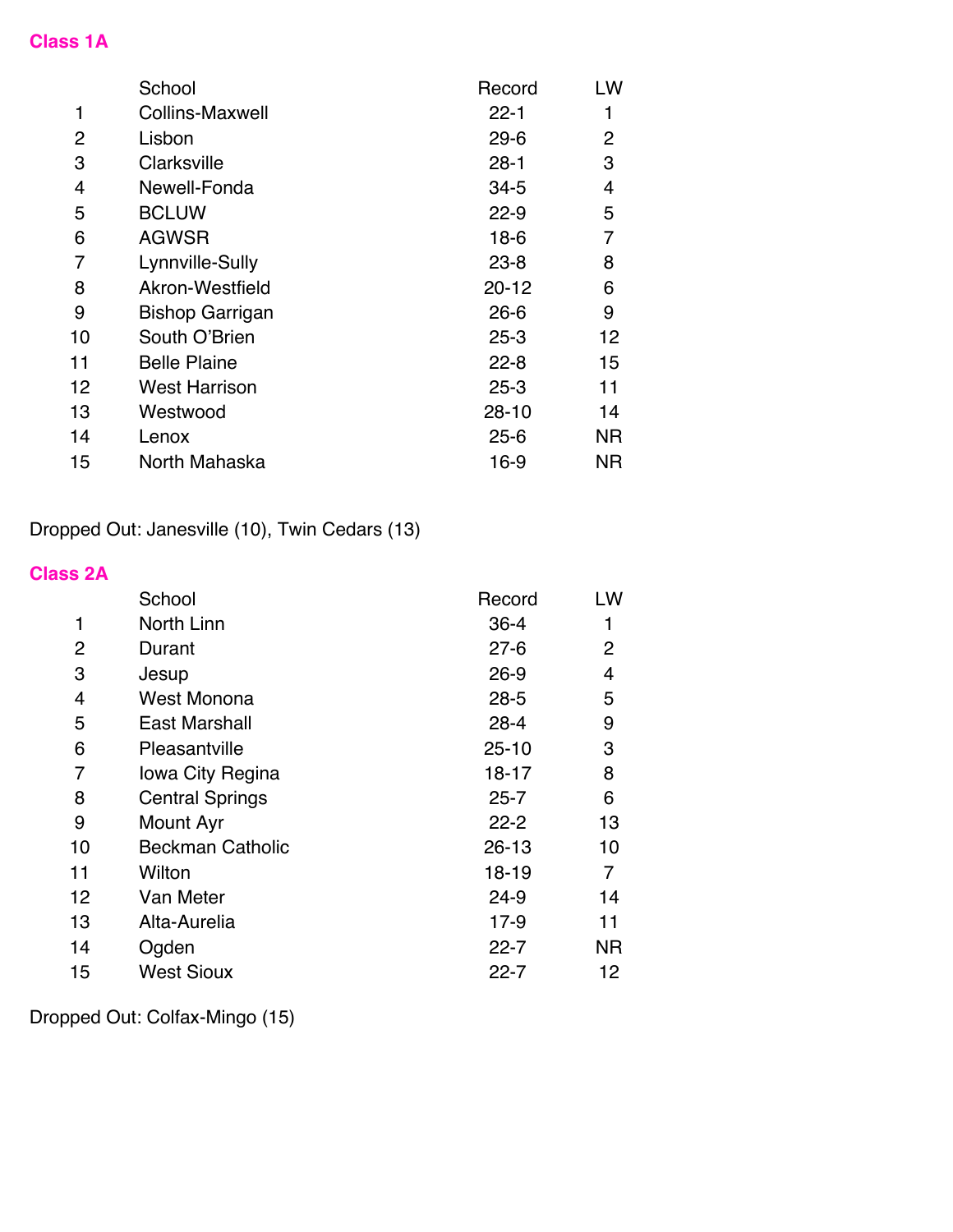## Class 1A

| | School | Record | LW |
|---|---|---|---|
| 1 | Collins-Maxwell | 22-1 | 1 |
| 2 | Lisbon | 29-6 | 2 |
| 3 | Clarksville | 28-1 | 3 |
| 4 | Newell-Fonda | 34-5 | 4 |
| 5 | BCLUW | 22-9 | 5 |
| 6 | AGWSR | 18-6 | 7 |
| 7 | Lynnville-Sully | 23-8 | 8 |
| 8 | Akron-Westfield | 20-12 | 6 |
| 9 | Bishop Garrigan | 26-6 | 9 |
| 10 | South O'Brien | 25-3 | 12 |
| 11 | Belle Plaine | 22-8 | 15 |
| 12 | West Harrison | 25-3 | 11 |
| 13 | Westwood | 28-10 | 14 |
| 14 | Lenox | 25-6 | NR |
| 15 | North Mahaska | 16-9 | NR |

Dropped Out: Janesville (10), Twin Cedars (13)

## Class 2A

| | School | Record | LW |
|---|---|---|---|
| 1 | North Linn | 36-4 | 1 |
| 2 | Durant | 27-6 | 2 |
| 3 | Jesup | 26-9 | 4 |
| 4 | West Monona | 28-5 | 5 |
| 5 | East Marshall | 28-4 | 9 |
| 6 | Pleasantville | 25-10 | 3 |
| 7 | Iowa City Regina | 18-17 | 8 |
| 8 | Central Springs | 25-7 | 6 |
| 9 | Mount Ayr | 22-2 | 13 |
| 10 | Beckman Catholic | 26-13 | 10 |
| 11 | Wilton | 18-19 | 7 |
| 12 | Van Meter | 24-9 | 14 |
| 13 | Alta-Aurelia | 17-9 | 11 |
| 14 | Ogden | 22-7 | NR |
| 15 | West Sioux | 22-7 | 12 |

Dropped Out: Colfax-Mingo (15)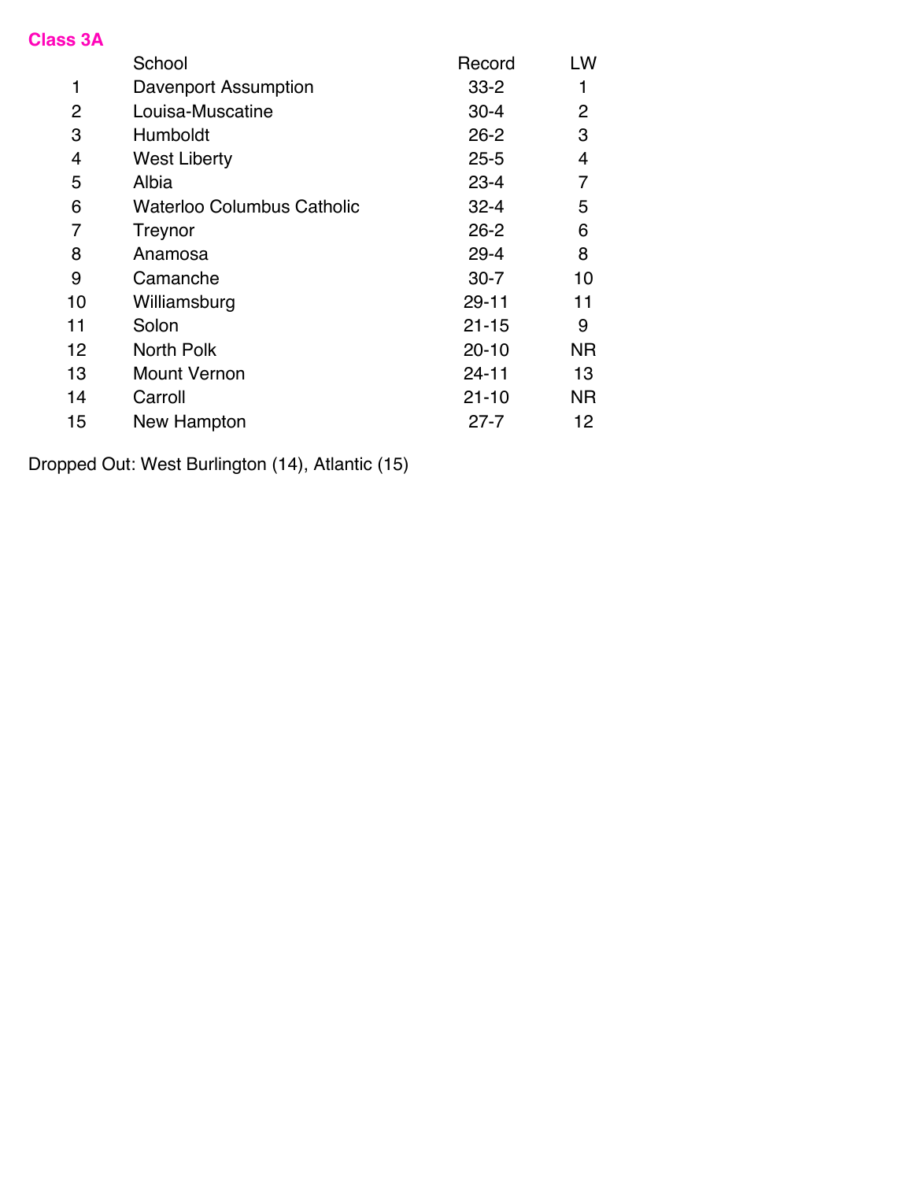## Class 3A

| | School | Record | LW |
|---|---|---|---|
| 1 | Davenport Assumption | 33-2 | 1 |
| 2 | Louisa-Muscatine | 30-4 | 2 |
| 3 | Humboldt | 26-2 | 3 |
| 4 | West Liberty | 25-5 | 4 |
| 5 | Albia | 23-4 | 7 |
| 6 | Waterloo Columbus Catholic | 32-4 | 5 |
| 7 | Treynor | 26-2 | 6 |
| 8 | Anamosa | 29-4 | 8 |
| 9 | Camanche | 30-7 | 10 |
| 10 | Williamsburg | 29-11 | 11 |
| 11 | Solon | 21-15 | 9 |
| 12 | North Polk | 20-10 | NR |
| 13 | Mount Vernon | 24-11 | 13 |
| 14 | Carroll | 21-10 | NR |
| 15 | New Hampton | 27-7 | 12 |

Dropped Out: West Burlington (14), Atlantic (15)